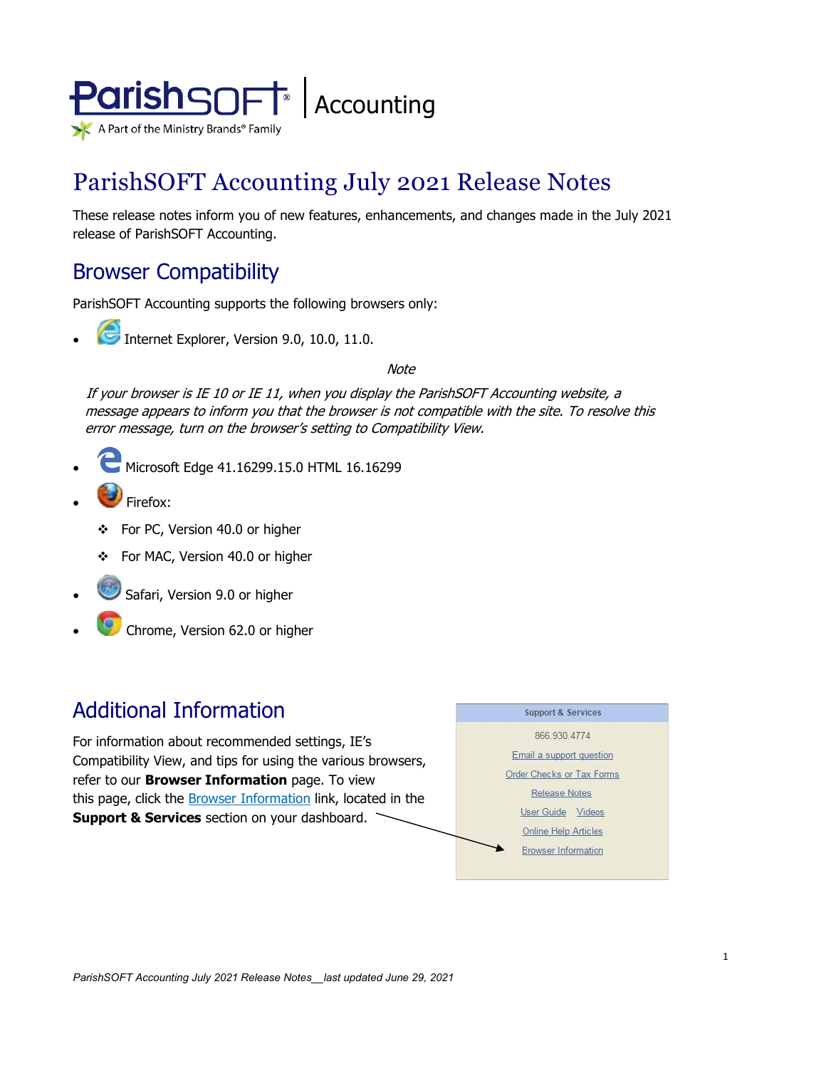# ParishSOFT Accounting July 2021 Release Notes

These release notes inform you of new features, enhancements, and changes made in the July 2021 release of ParishSOFT Accounting.

## Browser Compatibility

ParishSOFT Accounting supports the following browsers only:

- Internet Explorer, Version 9.0, 10.0, 11.0.

*Note*

*If your browser is IE 10 or IE 11, when you display the ParishSOFT Accounting website, a message appears to inform you that the browser is not compatible with the site. To resolve this error message, turn on the browser's setting to Compatibility View.*

- Microsoft Edge 41.16299.15.0 HTML 16.16299
- Firefox:
  - For PC, Version 40.0 or higher
  - For MAC, Version 40.0 or higher
- Safari, Version 9.0 or higher
- Chrome, Version 62.0 or higher

## Additional Information

For information about recommended settings, IE's Compatibility View, and tips for using the various browsers, refer to our **Browser Information** page. To view this page, click the Browser Information link, located in the **Support & Services** section on your dashboard.

**Support & Services**

866.930.4774

Email a support question

Order Checks or Tax Forms

Release Notes

User Guide Videos

Online Help Articles

Browser Information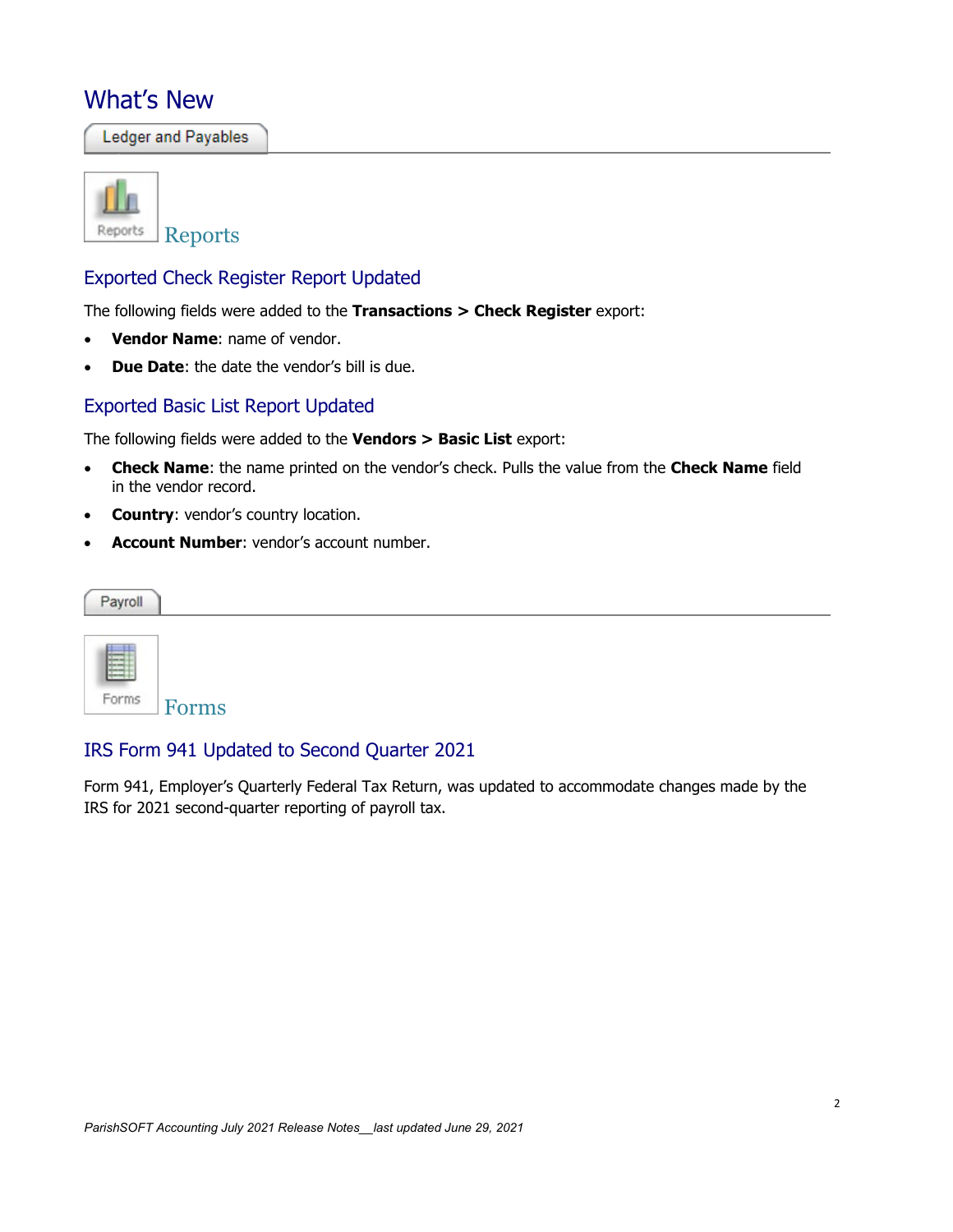# What's New

Ledger and Payables

## Reports

### Exported Check Register Report Updated

The following fields were added to the **Transactions > Check Register** export:

- **Vendor Name**: name of vendor.
- **Due Date**: the date the vendor's bill is due.

### Exported Basic List Report Updated

The following fields were added to the **Vendors > Basic List** export:

- **Check Name**: the name printed on the vendor's check. Pulls the value from the **Check Name** field in the vendor record.
- **Country**: vendor's country location.
- **Account Number**: vendor's account number.

Payroll

## Forms

### IRS Form 941 Updated to Second Quarter 2021

Form 941, Employer's Quarterly Federal Tax Return, was updated to accommodate changes made by the IRS for 2021 second-quarter reporting of payroll tax.